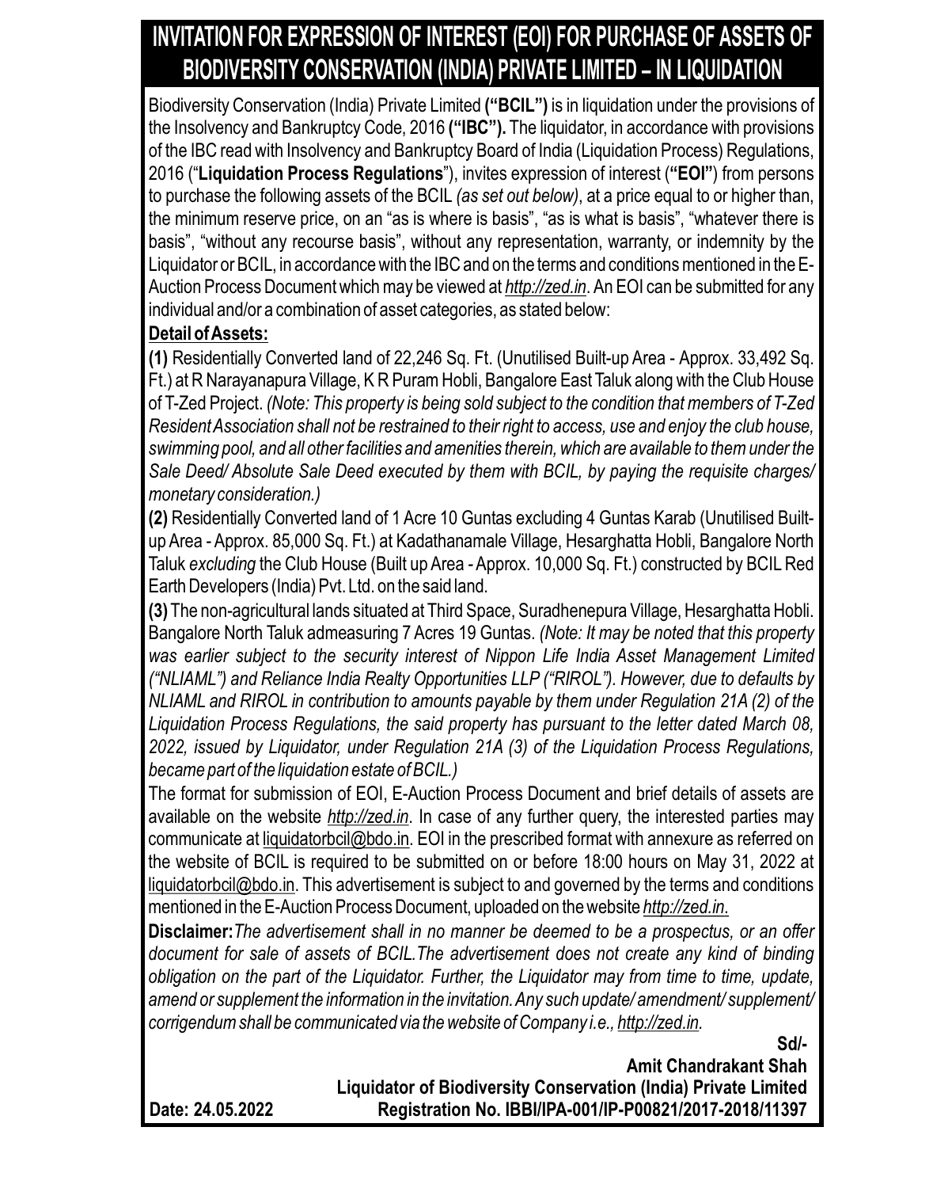# INVITATION FOR EXPRESSION OF INTEREST (EOI) FOR PURCHASE OF ASSETS OF BIODIVERSITY CONSERVATION (INDIA) PRIVATE LIMITED – IN LIQUIDATION

Biodiversity Conservation (India) Private Limited **("BCIL")** is in liquidation under the provisions of the Insolvency and Bankruptcy Code, 2016 **("IBC").** The liquidator, in accordance with provisions of the IBC read with Insolvency and Bankruptcy Board of India (Liquidation Process) Regulations, 2016 ("**Liquidation Process Regulations**"), invites expression of interest (**"EOI"**) from persons to purchase the following assets of the BCIL *(as set out below)*, at a price equal to or higher than, the minimum reserve price, on an "as is where is basis", "as is what is basis", "whatever there is basis", "without any recourse basis", without any representation, warranty, or indemnity by the Liquidator or BCIL, in accordance with the IBC and on the terms and conditions mentioned in the E-Auction Process Document which may be viewed at *http://zed.in*. An EOI can be submitted for any individual and/or a combination of asset categories, as stated below:

**Detail of Assets:**

**(1)** Residentially Converted land of 22,246 Sq. Ft. (Unutilised Built-up Area - Approx. 33,492 Sq. Ft.) at R Narayanapura Village, K R Puram Hobli, Bangalore East Taluk along with the Club House of T-Zed Project. *(Note: This property is being sold subject to the condition that members of T-Zed Resident Association shall not be restrained to their right to access, use and enjoy the club house, swimming pool, and all other facilities and amenities therein, which are available to them under the Sale Deed/ Absolute Sale Deed executed by them with BCIL, by paying the requisite charges/ monetary consideration.)*

**(2)** Residentially Converted land of 1 Acre 10 Guntas excluding 4 Guntas Karab (Unutilised Built-up Area - Approx. 85,000 Sq. Ft.) at Kadathanamale Village, Hesarghatta Hobli, Bangalore North Taluk *excluding* the Club House (Built up Area - Approx. 10,000 Sq. Ft.) constructed by BCIL Red Earth Developers (India) Pvt. Ltd. on the said land.

**(3)** The non-agricultural lands situated at Third Space, Suradhenepura Village, Hesarghatta Hobli. Bangalore North Taluk admeasuring 7 Acres 19 Guntas. *(Note: It may be noted that this property was earlier subject to the security interest of Nippon Life India Asset Management Limited ("NLIAML") and Reliance India Realty Opportunities LLP ("RIROL"). However, due to defaults by NLIAML and RIROL in contribution to amounts payable by them under Regulation 21A (2) of the Liquidation Process Regulations, the said property has pursuant to the letter dated March 08, 2022, issued by Liquidator, under Regulation 21A (3) of the Liquidation Process Regulations, became part of the liquidation estate of BCIL.)*

The format for submission of EOI, E-Auction Process Document and brief details of assets are available on the website *http://zed.in*. In case of any further query, the interested parties may communicate at liquidatorbcil@bdo.in. EOI in the prescribed format with annexure as referred on the website of BCIL is required to be submitted on or before 18:00 hours on May 31, 2022 at liquidatorbcil@bdo.in. This advertisement is subject to and governed by the terms and conditions mentioned in the E-Auction Process Document, uploaded on the website *http://zed.in*.

**Disclaimer:** *The advertisement shall in no manner be deemed to be a prospectus, or an offer document for sale of assets of BCIL. The advertisement does not create any kind of binding obligation on the part of the Liquidator. Further, the Liquidator may from time to time, update, amend or supplement the information in the invitation. Any such update/ amendment/ supplement/ corrigendum shall be communicated via the website of Company i.e., http://zed.in.*

**Sd/-**
**Amit Chandrakant Shah**
**Liquidator of Biodiversity Conservation (India) Private Limited**
**Registration No. IBBI/IPA-001/IP-P00821/2017-2018/11397**

**Date: 24.05.2022**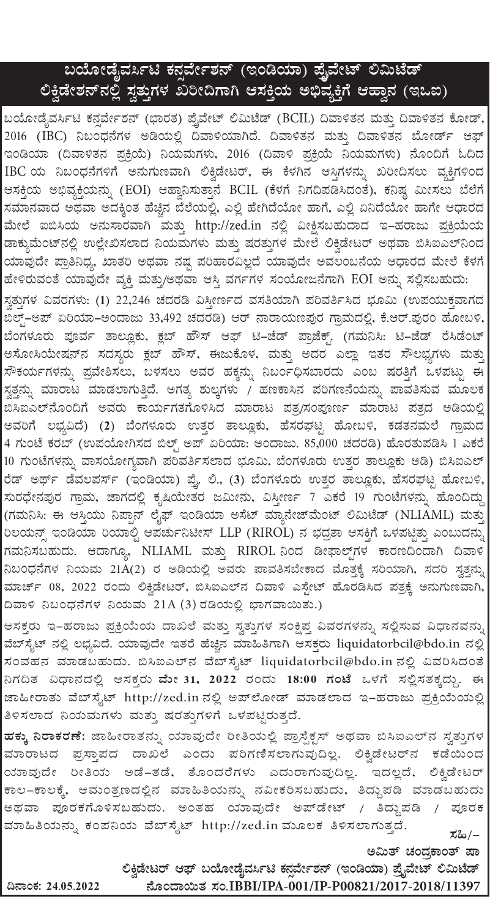# ಬಯೋಡೈವರ್ಸಿಟಿ ಕನ್ಸರ್ವೇಶನ್ (ಇಂಡಿಯಾ) ಪ್ರೈವೇಟ್ ಲಿಮಿಟೆಡ್ ಲಿಕ್ವಿಡೇಶನ್‌ನಲ್ಲಿ ಸ್ವತ್ತುಗಳ ಖರೀದಿಗಾಗಿ ಆಸಕ್ತಿಯ ಅಭಿವ್ಯಕ್ತಿಗೆ ಆಹ್ವಾನ (ಇಒಐ)

ಬಯೋಡೈವರ್ಸಿಟಿ ಕನ್ಸರ್ವೇಶನ್ (ಭಾರತ) ಪ್ರೈವೇಟ್ ಲಿಮಿಟೆಡ್ (BCIL) ದಿವಾಳಿತನ ಮತ್ತು ದಿವಾಳಿತನ ಕೋಡ್, 2016 (IBC) ನಿಬಂಧನೆಗಳ ಅಡಿಯಲ್ಲಿ ದಿವಾಳಿಯಾಗಿದೆ. ದಿವಾಳಿತನ ಮತ್ತು ದಿವಾಳಿತನ ಬೋರ್ಡ್ ಆಫ್ ಇಂಡಿಯಾ (ದಿವಾಳಿತನ ಪ್ರಕ್ರಿಯೆ) ನಿಯಮಗಳು, 2016 (ದಿವಾಳಿ ಪ್ರಕ್ರಿಯೆ ನಿಯಮಗಳು) ನೊಂದಿಗೆ ಓದಿದ IBC ಯ ನಿಬಂಧನೆಗಳಿಗೆ ಅನುಗುಣವಾಗಿ ಲಿಕ್ವಿಡೇಟರ್, ಈ ಕೆಳಗಿನ ಆಸ್ತಿಗಳನ್ನು ಖರೀದಿಸಲು ವ್ಯಕ್ತಿಗಳಿಂದ ಆಸಕ್ತಿಯ ಅಭಿವ್ಯಕ್ತಿಯನ್ನು (EOI) ಆಹ್ವಾನಿಸುತ್ತಾನೆ BCIL (ಕೆಳಗೆ ನಿಗದಿಪಡಿಸಿದಂತೆ), ಕನಿಷ್ಠ ಮೀಸಲು ಬೆಲೆಗೆ ಸಮಾನವಾದ ಅಥವಾ ಅದಕ್ಕಿಂತ ಹೆಚ್ಚಿನ ಬೆಲೆಯಲ್ಲಿ, ಎಲ್ಲಿ ಹೇಗಿದೆಯೋ ಹಾಗೆ, ಎಲ್ಲಿ ಏನಿದೆಯೋ ಹಾಗೇ ಆಧಾರದ ಮೇಲೆ ಐಬಿಸಿಯ ಅನುಸಾರವಾಗಿ ಮತ್ತು http://zed.in ನಲ್ಲಿ ವೀಕ್ಷಿಸಬಹುದಾದ ಇ-ಹರಾಜು ಪ್ರಕ್ರಿಯೆಯ ಡಾಕ್ಯುಮೆಂಟ್‌ನಲ್ಲಿ ಉಲ್ಲೇಖಿಸಲಾದ ನಿಯಮಗಳು ಮತ್ತು ಷರತ್ತುಗಳ ಮೇಲೆ ಲಿಕ್ವಿಡೇಟರ್ ಅಥವಾ ಬಿಸಿಐಎಲ್‌ನಿಂದ ಯಾವುದೇ ಪ್ರಾತಿನಿಧ್ಯ, ಖಾತರಿ ಅಥವಾ ನಷ್ಟ ಪರಿಹಾರವಿಲ್ಲದೆ ಯಾವುದೇ ಅವಲಂಬನೆಯ ಆಧಾರದ ಮೇಲೆ ಕೆಳಗೆ ಹೇಳಿರುವಂತೆ ಯಾವುದೇ ವ್ಯಕ್ತಿ ಮತ್ತು/ಅಥವಾ ಆಸ್ತಿ ವರ್ಗಗಳ ಸಂಯೋಜನೆಗಾಗಿ EOI ಅನ್ನು ಸಲ್ಲಿಸಬಹುದು:

ಸ್ವತ್ತುಗಳ ವಿವರಗಳು: (1) 22,246 ಚದರಡಿ ವಿಸ್ತೀರ್ಣದ ವಸತಿಯಾಗಿ ಪರಿವರ್ತಿಸಿದ ಭೂಮಿ (ಉಪಯುಕ್ತವಾಗದ ಬಿಲ್ಟ್-ಅಪ್ ಏರಿಯಾ-ಅಂದಾಜು 33,492 ಚದರಡಿ) ಆರ್ ನಾರಾಯಣಪುರ ಗ್ರಾಮದಲ್ಲಿ, ಕೆ.ಆರ್.ಪುರಂ ಹೋಬಳಿ, ಬೆಂಗಳೂರು ಪೂರ್ವ ತಾಲ್ಲೂಕು, ಕ್ಲಬ್ ಹೌಸ್ ಆಫ್ ಟಿ-ಜೆಡ್ ಪ್ರಾಜೆಕ್ಟ್, (ಗಮನಿಸಿ: ಟಿ-ಜೆಡ್ ರೆಸಿಡೆಂಟ್ ಅಸೋಸಿಯೇಷನ್‌ನ ಸದಸ್ಯರು ಕ್ಲಬ್ ಹೌಸ್, ಈಜುಕೊಳ, ಮತ್ತು ಅದರ ಎಲ್ಲಾ ಇತರ ಸೌಲಭ್ಯಗಳು ಮತ್ತು ಸೌಕರ್ಯಗಳನ್ನು ಪ್ರವೇಶಿಸಲು, ಬಳಸಲು ಅವರ ಹಕ್ಕನ್ನು ನಿರ್ಬಂಧಿಸಬಾರದು ಎಂಬ ಷರತ್ತಿಗೆ ಒಳಪಟ್ಟು ಈ ಸ್ವತ್ತನ್ನು ಮಾರಾಟ ಮಾಡಲಾಗುತ್ತಿದೆ. ಅಗತ್ಯ ಶುಲ್ಕಗಳು / ಹಣಕಾಸಿನ ಪರಿಗಣನೆಯನ್ನು ಪಾವತಿಸುವ ಮೂಲಕ ಬಿಸಿಐಎಲ್‌ನೊಂದಿಗೆ ಅವರು ಕಾರ್ಯಗತಗೊಳಿಸಿದ ಮಾರಾಟ ಪತ್ರ/ಸಂಪೂರ್ಣ ಮಾರಾಟ ಪತ್ರದ ಅಡಿಯಲ್ಲಿ ಅವರಿಗೆ ಲಭ್ಯವಿದೆ) (2) ಬೆಂಗಳೂರು ಉತ್ತರ ತಾಲ್ಲೂಕು, ಹೆಸರಘಟ್ಟ ಹೋಬಳಿ, ಕಡತನಮಲೆ ಗ್ರಾಮದ 4 ಗುಂಟೆ ಕರಬ್ (ಉಪಯೋಗಿಸಿದ ಬಿಲ್ಟ್ ಅಪ್ ಏರಿಯಾ: ಅಂದಾಜು. 85,000 ಚದರಡಿ) ಹೊರತುಪಡಿಸಿ 1 ಎಕರೆ 10 ಗುಂಟೆಗಳನ್ನು ವಾಸಯೋಗ್ಯವಾಗಿ ಪರಿವರ್ತಿಸಲಾದ ಭೂಮಿ, ಬೆಂಗಳೂರು ಉತ್ತರ ತಾಲ್ಲೂಕು ಅಡಿ) ಬಿಸಿಐಎಲ್ ರೆಡ್ ಅರ್ಥ್ ಡೆವಲಪರ್ಸ್ (ಇಂಡಿಯಾ) ಪ್ರೈ. ಲಿ., (3) ಬೆಂಗಳೂರು ಉತ್ತರ ತಾಲ್ಲೂಕು, ಹೆಸರಘಟ್ಟ ಹೋಬಳಿ, ಸುರಧೇನಪುರ ಗ್ರಾಮ, ಜಾಗದಲ್ಲಿ ಕೃಷಿಯೇತರ ಜಮೀನು, ವಿಸ್ತೀರ್ಣ 7 ಎಕರೆ 19 ಗುಂಟೆಗಳನ್ನು ಹೊಂದಿದ್ದು (ಗಮನಿಸಿ: ಈ ಆಸ್ತಿಯು ನಿಪ್ಪಾನ್ ಲೈಫ್ ಇಂಡಿಯಾ ಅಸೆಟ್ ಮ್ಯಾನೇಜ್‌ಮೆಂಟ್ ಲಿಮಿಟೆಡ್ (NLIAML) ಮತ್ತು ರಿಲಯನ್ಸ್ ಇಂಡಿಯಾ ರಿಯಾಲ್ಟಿ ಆಪರ್ಚುನಿಟೀಸ್ LLP (RIROL) ನ ಭದ್ರತಾ ಆಸಕ್ತಿಗೆ ಒಳಪಟ್ಟಿತ್ತು ಎಂಬುದನ್ನು ಗಮನಿಸಬಹುದು. ಆದಾಗ್ಯೂ, NLIAML ಮತ್ತು RIROL ನಿಂದ ಡೀಫಾಲ್ಟ್‌ಗಳ ಕಾರಣದಿಂದಾಗಿ ದಿವಾಳಿ ನಿಬಂಧನೆಗಳ ನಿಯಮ 21A(2) ರ ಅಡಿಯಲ್ಲಿ ಅವರು ಪಾವತಿಸಬೇಕಾದ ಮೊತ್ತಕ್ಕೆ ಸರಿಯಾಗಿ, ಸದರಿ ಸ್ವತ್ತನ್ನು ಮಾರ್ಚ್ 08, 2022 ರಂದು ಲಿಕ್ವಿಡೇಟರ್, ಬಿಸಿಐಎಲ್‌ನ ದಿವಾಳಿ ಎಸ್ಟೇಟ್ ಹೊರಡಿಸಿದ ಪತ್ರಕ್ಕೆ ಅನುಗುಣವಾಗಿ, ದಿವಾಳಿ ನಿಬಂಧನೆಗಳ ನಿಯಮ 21A (3) ರಡಿಯಲ್ಲಿ ಭಾಗವಾಯಿತು.)

ಆಸಕ್ತರು ಇ-ಹರಾಜು ಪ್ರಕ್ರಿಯೆಯ ದಾಖಲೆ ಮತ್ತು ಸ್ವತ್ತುಗಳ ಸಂಕ್ಷಿಪ್ತ ವಿವರಗಳನ್ನು ಸಲ್ಲಿಸುವ ವಿಧಾನವನ್ನು ವೆಬ್‌ಸೈಟ್ ನಲ್ಲಿ ಲಭ್ಯವಿದೆ. ಯಾವುದೇ ಇತರೆ ಹೆಚ್ಚಿನ ಮಾಹಿತಿಗಾಗಿ ಆಸಕ್ತರು liquidatorbcil@bdo.in ನಲ್ಲಿ ಸಂವಹನ ಮಾಡಬಹುದು. ಬಿಸಿಐಎಲ್‌ನ ವೆಬ್‌ಸೈಟ್ liquidatorbcil@bdo.in ನಲ್ಲಿ ವಿವರಿಸಿದಂತೆ ನಿಗದಿತ ವಿಧಾನದಲ್ಲಿ ಆಸಕ್ತರು **ಮೇ 31, 2022** ರಂದು **18:00 ಗಂಟೆ** ಒಳಗೆ ಸಲ್ಲಿಸತಕ್ಕದ್ದು. ಈ ಜಾಹೀರಾತು ವೆಬ್‌ಸೈಟ್ http://zed.in ನಲ್ಲಿ ಅಪ್‌ಲೋಡ್ ಮಾಡಲಾದ ಇ-ಹರಾಜು ಪ್ರಕ್ರಿಯೆಯಲ್ಲಿ ತಿಳಿಸಲಾದ ನಿಯಮಗಳು ಮತ್ತು ಷರತ್ತುಗಳಿಗೆ ಒಳಪಟ್ಟಿರುತ್ತದೆ.

**ಹಕ್ಕು ನಿರಾಕರಣೆ:** ಜಾಹೀರಾತನ್ನು ಯಾವುದೇ ರೀತಿಯಲ್ಲಿ ಪ್ರಾಸ್ಪೆಕ್ಟಸ್ ಅಥವಾ ಬಿಸಿಐಎಲ್‌ನ ಸ್ವತ್ತುಗಳ ಮಾರಾಟದ ಪ್ರಸ್ತಾಪದ ದಾಖಲೆ ಎಂದು ಪರಿಗಣಿಸಲಾಗುವುದಿಲ್ಲ. ಲಿಕ್ವಿಡೇಟರ್‌ನ ಕಡೆಯಿಂದ ಯಾವುದೇ ರೀತಿಯ ಅಡೆ-ತಡೆ, ತೊಂದರೆಗಳು ಎದುರಾಗುವುದಿಲ್ಲ. ಇದಲ್ಲದೆ, ಲಿಕ್ವಿಡೇಟರ್ ಕಾಲ-ಕಾಲಕ್ಕೆ, ಆಮಂತ್ರಣದಲ್ಲಿನ ಮಾಹಿತಿಯನ್ನು ನವೀಕರಿಸಬಹುದು, ತಿದ್ದುಪಡಿ ಮಾಡಬಹುದು ಅಥವಾ ಪೂರಕಗೊಳಿಸಬಹುದು. ಅಂತಹ ಯಾವುದೇ ಅಪ್‌ಡೇಟ್ / ತಿದ್ದುಪಡಿ / ಪೂರಕ ಮಾಹಿತಿಯನ್ನು ಕಂಪನಿಯು ವೆಬ್‌ಸೈಟ್ http://zed.in ಮೂಲಕ ತಿಳಿಸಲಾಗುತ್ತದೆ.

ಸಹಿ/-

ಅಮಿತ್ ಚಂದ್ರಕಾಂತ್ ಷಾ

ಲಿಕ್ವಿಡೇಟರ್ ಆಫ್ ಬಯೋಡೈವರ್ಸಿಟಿ ಕನ್ಸರ್ವೇಶನ್ (ಇಂಡಿಯಾ) ಪ್ರೈವೇಟ್ ಲಿಮಿಟೆಡ್

ದಿನಾಂಕ: 24.05.2022

ನೊಂದಾಯಿತ ಸಂ.IBBI/IPA-001/IP-P00821/2017-2018/11397